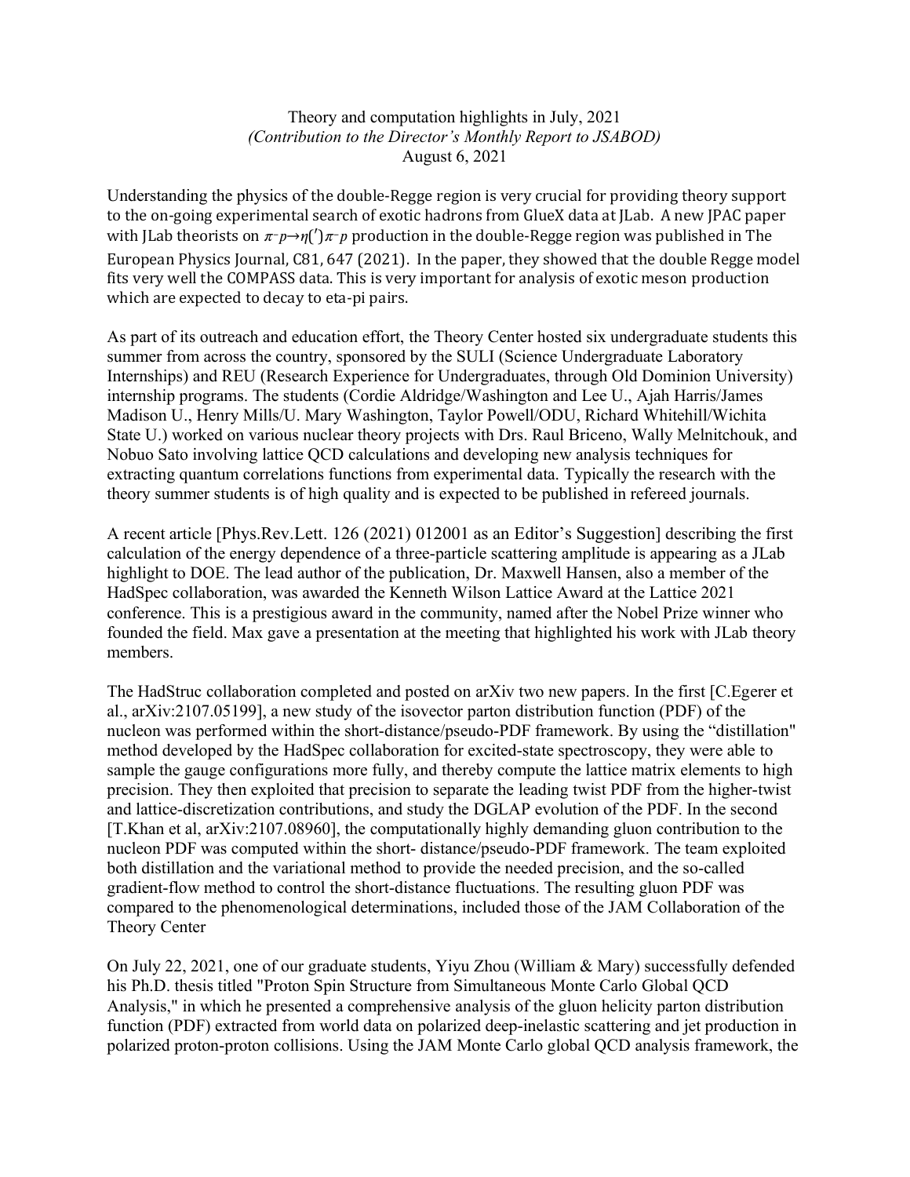Theory and computation highlights in July, 2021

*(Contribution to the Director's Monthly Report to JSABOD)*

August 6, 2021

Understanding the physics of the double-Regge region is very crucial for providing theory support to the on-going experimental search of exotic hadrons from GlueX data at JLab. A new JPAC paper with JLab theorists on $\pi^- p \to \eta(') \pi^- p$ production in the double-Regge region was published in The European Physics Journal, C81, 647 (2021). In the paper, they showed that the double Regge model fits very well the COMPASS data. This is very important for analysis of exotic meson production which are expected to decay to eta-pi pairs.

As part of its outreach and education effort, the Theory Center hosted six undergraduate students this summer from across the country, sponsored by the SULI (Science Undergraduate Laboratory Internships) and REU (Research Experience for Undergraduates, through Old Dominion University) internship programs. The students (Cordie Aldridge/Washington and Lee U., Ajah Harris/James Madison U., Henry Mills/U. Mary Washington, Taylor Powell/ODU, Richard Whitehill/Wichita State U.) worked on various nuclear theory projects with Drs. Raul Briceno, Wally Melnitchouk, and Nobuo Sato involving lattice QCD calculations and developing new analysis techniques for extracting quantum correlations functions from experimental data. Typically the research with the theory summer students is of high quality and is expected to be published in refereed journals.

A recent article [Phys.Rev.Lett. 126 (2021) 012001 as an Editor's Suggestion] describing the first calculation of the energy dependence of a three-particle scattering amplitude is appearing as a JLab highlight to DOE. The lead author of the publication, Dr. Maxwell Hansen, also a member of the HadSpec collaboration, was awarded the Kenneth Wilson Lattice Award at the Lattice 2021 conference. This is a prestigious award in the community, named after the Nobel Prize winner who founded the field. Max gave a presentation at the meeting that highlighted his work with JLab theory members.

The HadStruc collaboration completed and posted on arXiv two new papers. In the first [C.Egerer et al., arXiv:2107.05199], a new study of the isovector parton distribution function (PDF) of the nucleon was performed within the short-distance/pseudo-PDF framework. By using the "distillation" method developed by the HadSpec collaboration for excited-state spectroscopy, they were able to sample the gauge configurations more fully, and thereby compute the lattice matrix elements to high precision. They then exploited that precision to separate the leading twist PDF from the higher-twist and lattice-discretization contributions, and study the DGLAP evolution of the PDF. In the second [T.Khan et al, arXiv:2107.08960], the computationally highly demanding gluon contribution to the nucleon PDF was computed within the short- distance/pseudo-PDF framework. The team exploited both distillation and the variational method to provide the needed precision, and the so-called gradient-flow method to control the short-distance fluctuations. The resulting gluon PDF was compared to the phenomenological determinations, included those of the JAM Collaboration of the Theory Center

On July 22, 2021, one of our graduate students, Yiyu Zhou (William & Mary) successfully defended his Ph.D. thesis titled "Proton Spin Structure from Simultaneous Monte Carlo Global QCD Analysis," in which he presented a comprehensive analysis of the gluon helicity parton distribution function (PDF) extracted from world data on polarized deep-inelastic scattering and jet production in polarized proton-proton collisions. Using the JAM Monte Carlo global QCD analysis framework, the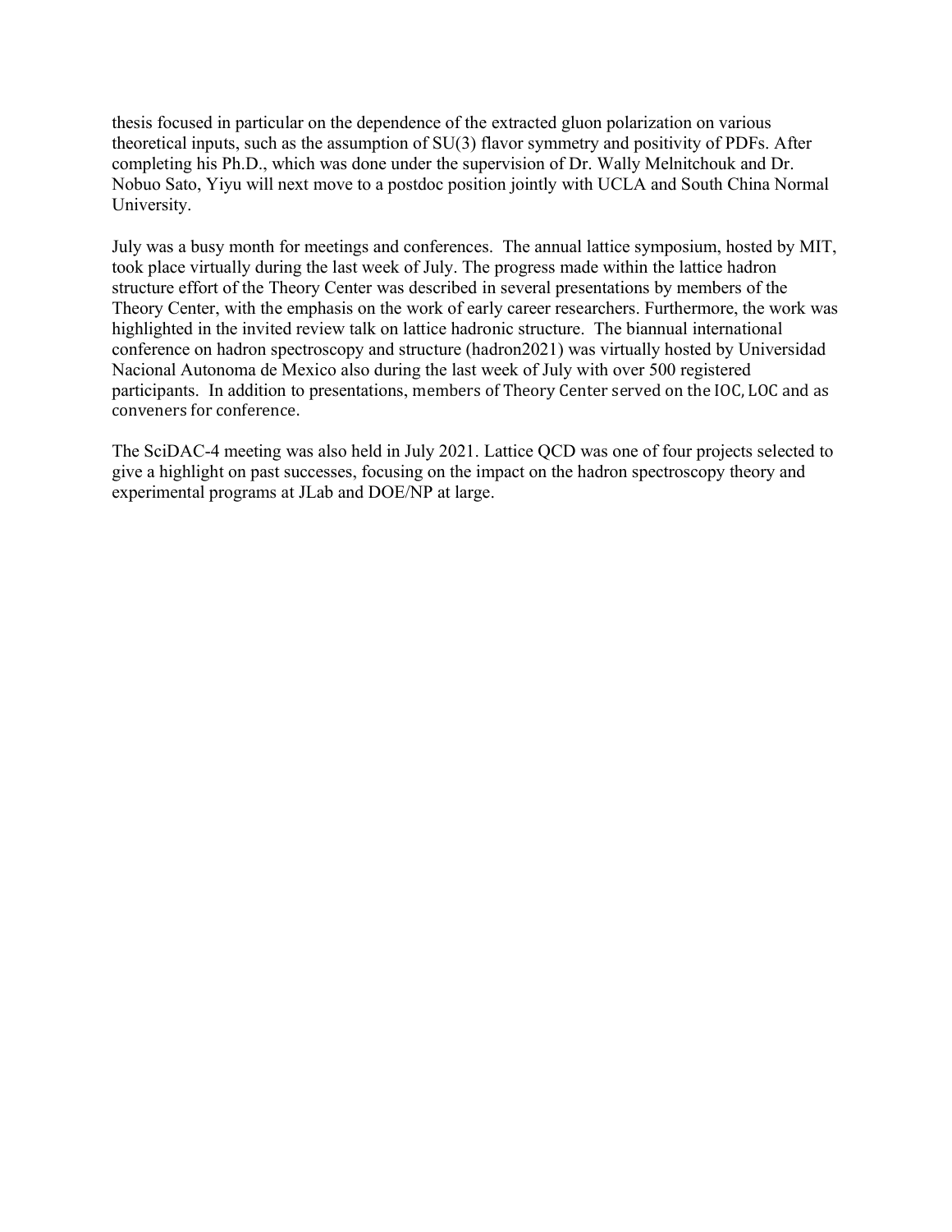thesis focused in particular on the dependence of the extracted gluon polarization on various theoretical inputs, such as the assumption of SU(3) flavor symmetry and positivity of PDFs. After completing his Ph.D., which was done under the supervision of Dr. Wally Melnitchouk and Dr. Nobuo Sato, Yiyu will next move to a postdoc position jointly with UCLA and South China Normal University.

July was a busy month for meetings and conferences. The annual lattice symposium, hosted by MIT, took place virtually during the last week of July. The progress made within the lattice hadron structure effort of the Theory Center was described in several presentations by members of the Theory Center, with the emphasis on the work of early career researchers. Furthermore, the work was highlighted in the invited review talk on lattice hadronic structure. The biannual international conference on hadron spectroscopy and structure (hadron2021) was virtually hosted by Universidad Nacional Autonoma de Mexico also during the last week of July with over 500 registered participants. In addition to presentations, members of Theory Center served on the IOC, LOC and as conveners for conference.

The SciDAC-4 meeting was also held in July 2021. Lattice QCD was one of four projects selected to give a highlight on past successes, focusing on the impact on the hadron spectroscopy theory and experimental programs at JLab and DOE/NP at large.